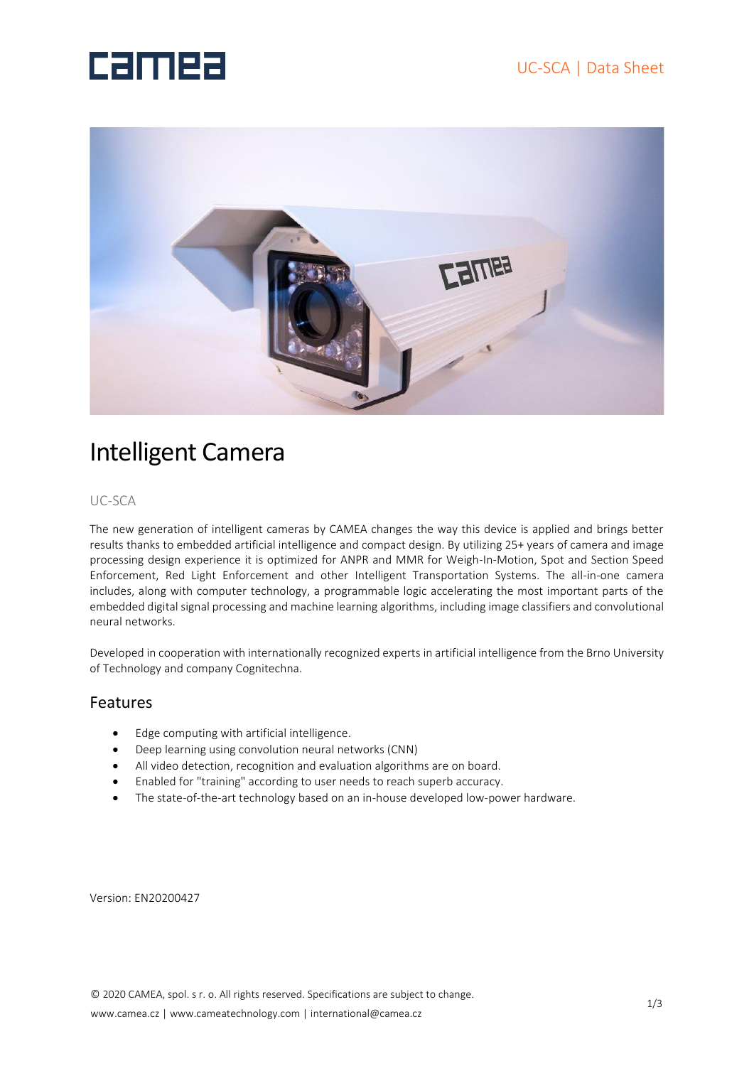# Intelligent Camera

UC-SCA

The new generation of intelligent cameras by CAMEA changes the way this device is applied and brings better results thanks to embedded artificial intelligence and compact design. By utilizing 25+ years of camera and image processing design experience it is optimized for ANPR and MMR for Weigh-In-Motion, Spot and Section Speed Enforcement, Red Light Enforcement and other Intelligent Transportation Systems. The all-in-one camera includes, along with computer technology, a programmable logic accelerating the most important parts of the embedded digital signal processing and machine learning algorithms, including image classifiers and convolutional neural networks.

Developed in cooperation with internationally recognized experts in artificial intelligence from the Brno University of Technology and company Cognitechna.

## Features

- Edge computing with artificial intelligence.
- Deep learning using convolution neural networks (CNN)
- All video detection, recognition and evaluation algorithms are on board.
- Enabled for "training" according to user needs to reach superb accuracy.
- The state-of-the-art technology based on an in-house developed low-power hardware.

Version: EN20200427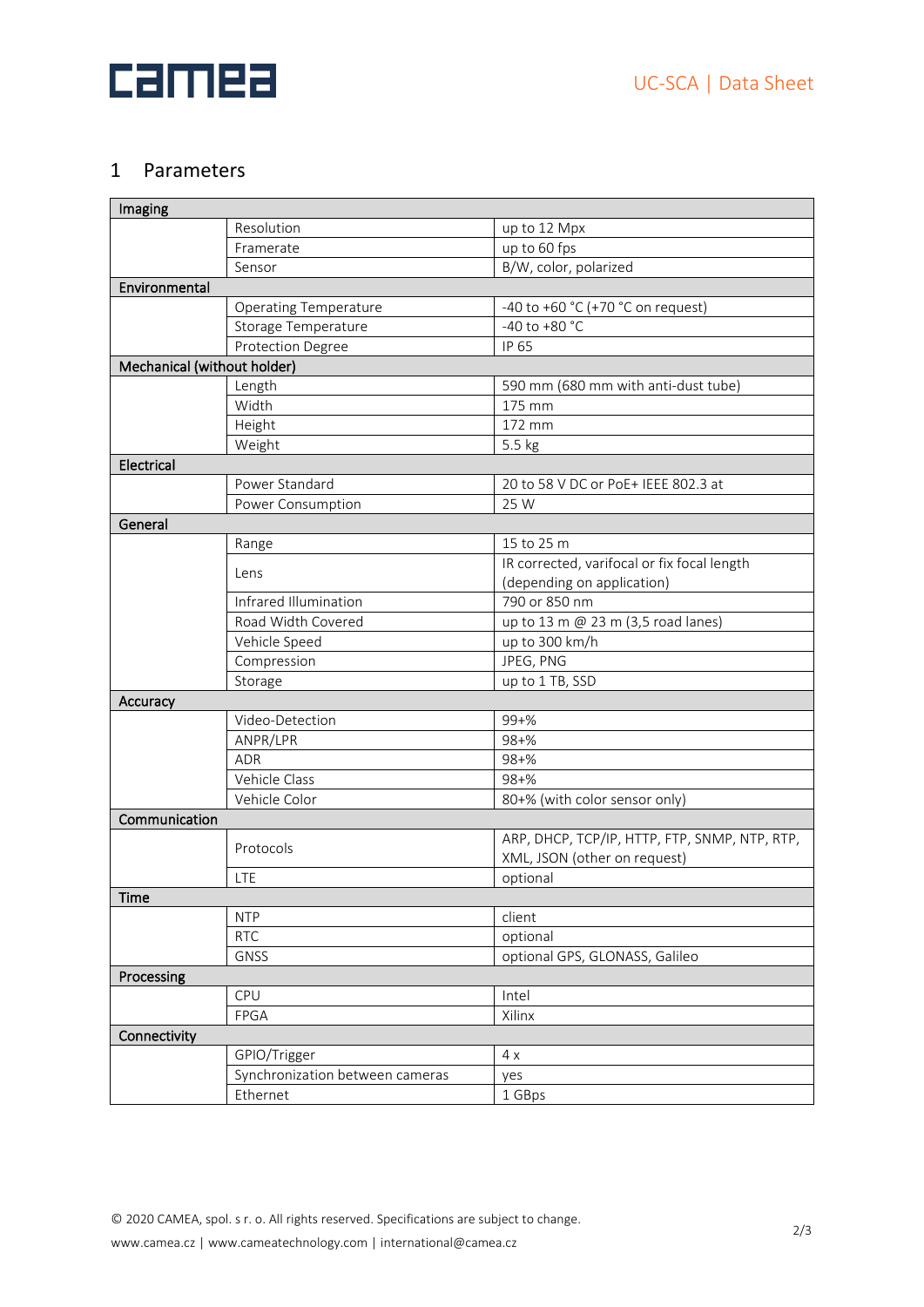## 1 Parameters

| Imaging | | |
|---|---|---|
| | Resolution | up to 12 Mpx |
| | Framerate | up to 60 fps |
| | Sensor | B/W, color, polarized |
| **Environmental** | | |
| | Operating Temperature | -40 to +60 °C (+70 °C on request) |
| | Storage Temperature | -40 to +80 °C |
| | Protection Degree | IP 65 |
| **Mechanical (without holder)** | | |
| | Length | 590 mm (680 mm with anti-dust tube) |
| | Width | 175 mm |
| | Height | 172 mm |
| | Weight | 5.5 kg |
| **Electrical** | | |
| | Power Standard | 20 to 58 V DC or PoE+ IEEE 802.3 at |
| | Power Consumption | 25 W |
| **General** | | |
| | Range | 15 to 25 m |
| | Lens | IR corrected, varifocal or fix focal length (depending on application) |
| | Infrared Illumination | 790 or 850 nm |
| | Road Width Covered | up to 13 m @ 23 m (3,5 road lanes) |
| | Vehicle Speed | up to 300 km/h |
| | Compression | JPEG, PNG |
| | Storage | up to 1 TB, SSD |
| **Accuracy** | | |
| | Video-Detection | 99+% |
| | ANPR/LPR | 98+% |
| | ADR | 98+% |
| | Vehicle Class | 98+% |
| | Vehicle Color | 80+% (with color sensor only) |
| **Communication** | | |
| | Protocols | ARP, DHCP, TCP/IP, HTTP, FTP, SNMP, NTP, RTP, XML, JSON (other on request) |
| | LTE | optional |
| **Time** | | |
| | NTP | client |
| | RTC | optional |
| | GNSS | optional GPS, GLONASS, Galileo |
| **Processing** | | |
| | CPU | Intel |
| | FPGA | Xilinx |
| **Connectivity** | | |
| | GPIO/Trigger | 4 x |
| | Synchronization between cameras | yes |
| | Ethernet | 1 GBps |

© 2020 CAMEA, spol. s r. o. All rights reserved. Specifications are subject to change.
www.camea.cz | www.cameatechnology.com | international@camea.cz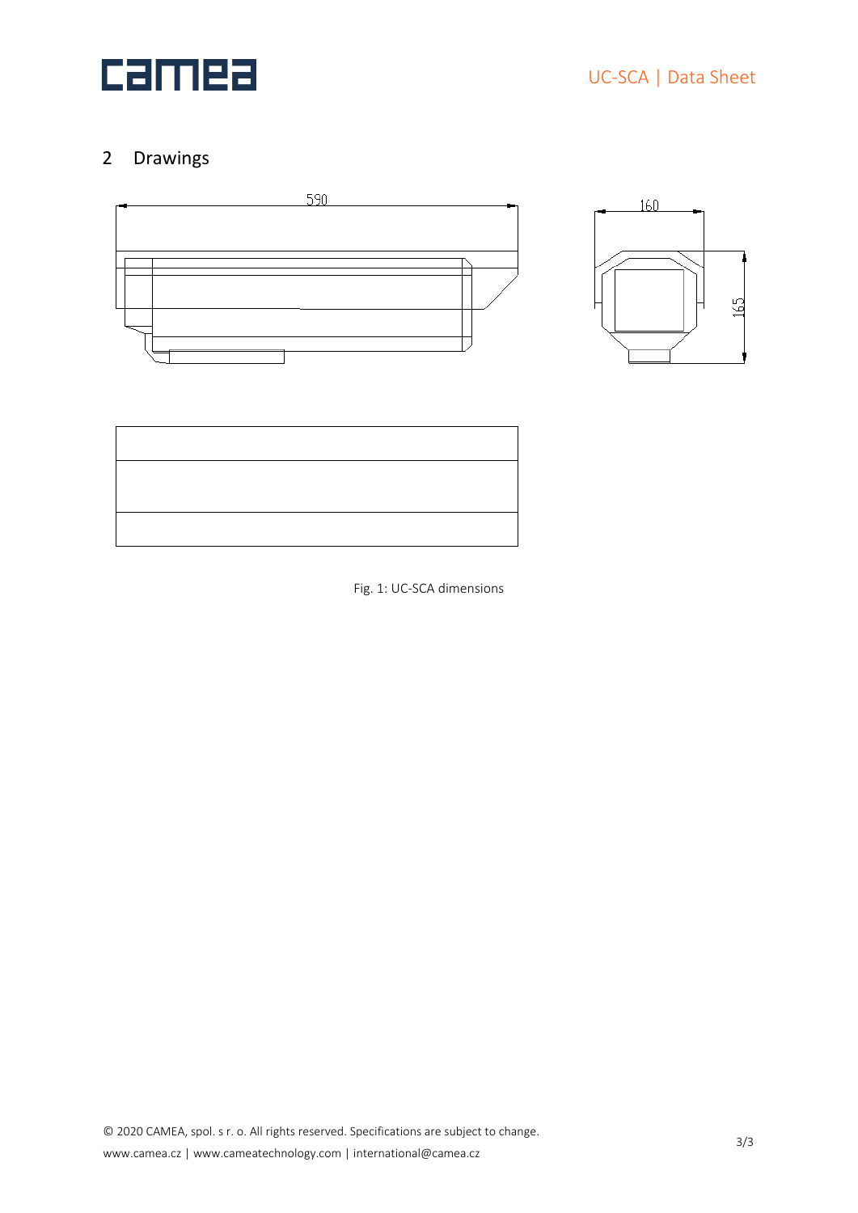## 2 Drawings

590

160

165

Fig. 1: UC-SCA dimensions